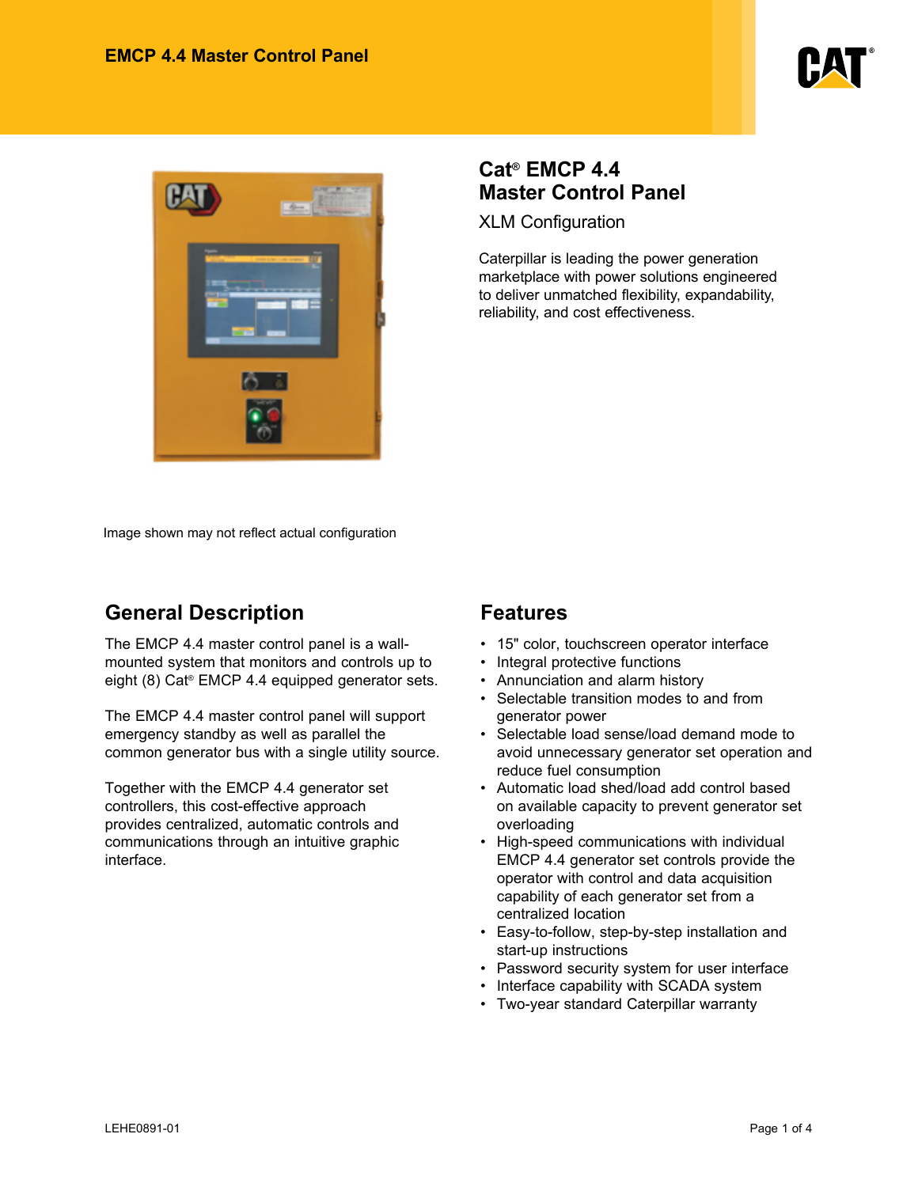# EMCP 4.4 Master Control Panel

Image shown may not reflect actual configuration

## Cat® EMCP 4.4 Master Control Panel

XLM Configuration

Caterpillar is leading the power generation marketplace with power solutions engineered to deliver unmatched flexibility, expandability, reliability, and cost effectiveness.

## General Description

The EMCP 4.4 master control panel is a wall-mounted system that monitors and controls up to eight (8) Cat® EMCP 4.4 equipped generator sets.

The EMCP 4.4 master control panel will support emergency standby as well as parallel the common generator bus with a single utility source.

Together with the EMCP 4.4 generator set controllers, this cost-effective approach provides centralized, automatic controls and communications through an intuitive graphic interface.

## Features

- 15" color, touchscreen operator interface
- Integral protective functions
- Annunciation and alarm history
- Selectable transition modes to and from generator power
- Selectable load sense/load demand mode to avoid unnecessary generator set operation and reduce fuel consumption
- Automatic load shed/load add control based on available capacity to prevent generator set overloading
- High-speed communications with individual EMCP 4.4 generator set controls provide the operator with control and data acquisition capability of each generator set from a centralized location
- Easy-to-follow, step-by-step installation and start-up instructions
- Password security system for user interface
- Interface capability with SCADA system
- Two-year standard Caterpillar warranty

LEHE0891-01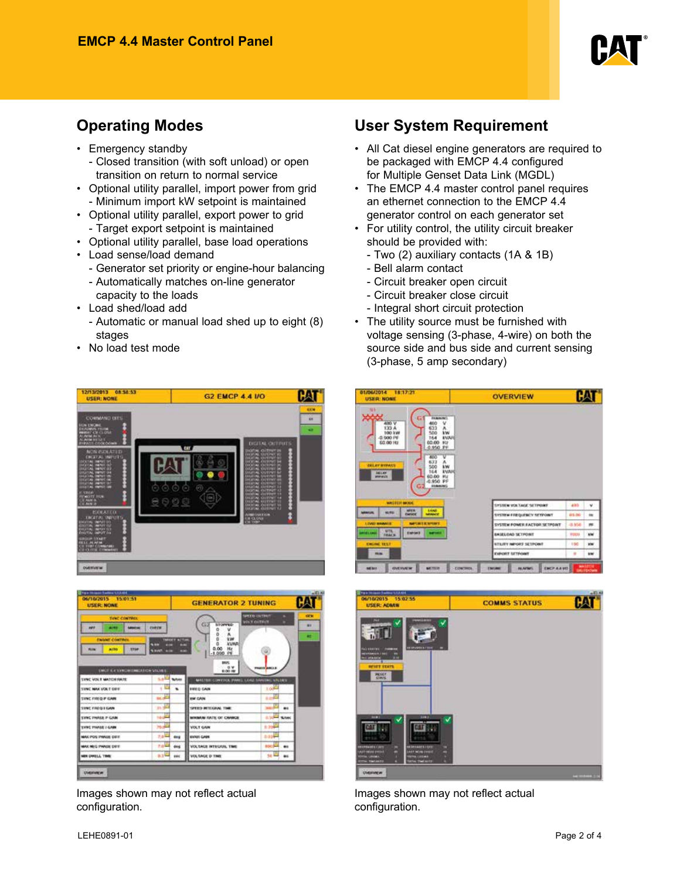## Operating Modes

- Emergency standby
  - Closed transition (with soft unload) or open transition on return to normal service
- Optional utility parallel, import power from grid
  - Minimum import kW setpoint is maintained
- Optional utility parallel, export power to grid
  - Target export setpoint is maintained
- Optional utility parallel, base load operations
- Load sense/load demand
  - Generator set priority or engine-hour balancing
  - Automatically matches on-line generator capacity to the loads
- Load shed/load add
  - Automatic or manual load shed up to eight (8) stages
- No load test mode

## User System Requirement

- All Cat diesel engine generators are required to be packaged with EMCP 4.4 configured for Multiple Genset Data Link (MGDL)
- The EMCP 4.4 master control panel requires an ethernet connection to the EMCP 4.4 generator control on each generator set
- For utility control, the utility circuit breaker should be provided with:
  - Two (2) auxiliary contacts (1A & 1B)
  - Bell alarm contact
  - Circuit breaker open circuit
  - Circuit breaker close circuit
  - Integral short circuit protection
- The utility source must be furnished with voltage sensing (3-phase, 4-wire) on both the source side and bus side and current sensing (3-phase, 5 amp secondary)

Images shown may not reflect actual configuration.

Images shown may not reflect actual configuration.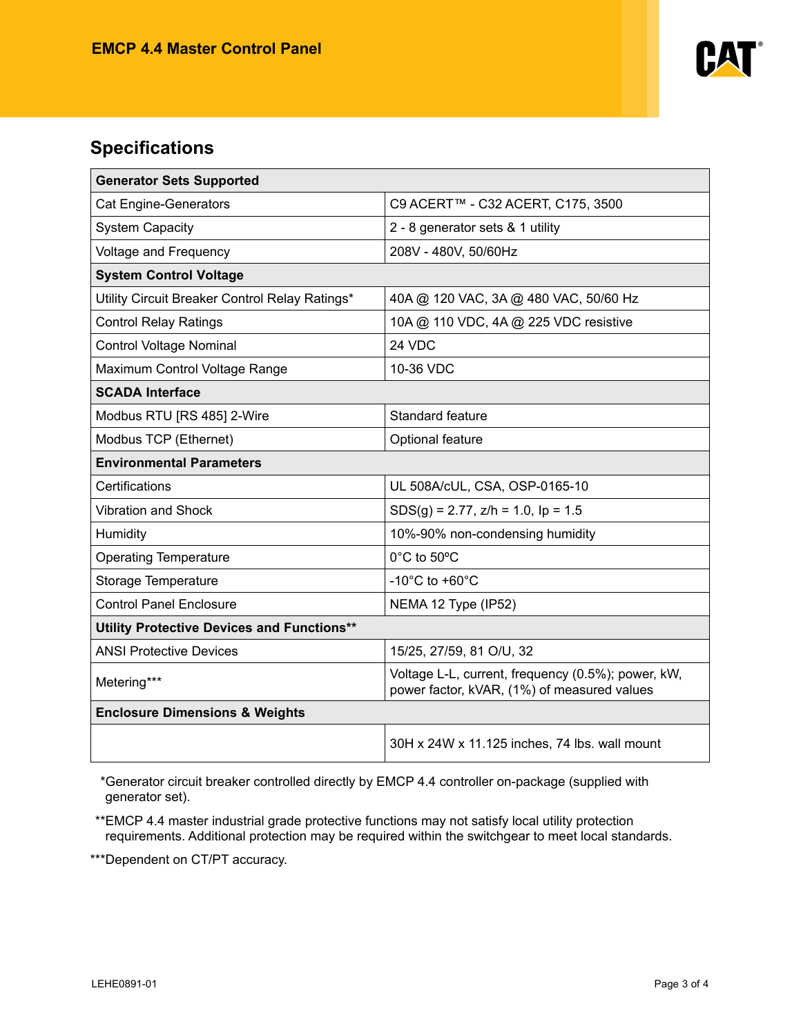## Specifications

| Generator Sets Supported | |
|---|---|
| Cat Engine-Generators | C9 ACERT™ - C32 ACERT, C175, 3500 |
| System Capacity | 2 - 8 generator sets & 1 utility |
| Voltage and Frequency | 208V - 480V, 50/60Hz |
| **System Control Voltage** | |
| Utility Circuit Breaker Control Relay Ratings* | 40A @ 120 VAC, 3A @ 480 VAC, 50/60 Hz |
| Control Relay Ratings | 10A @ 110 VDC, 4A @ 225 VDC resistive |
| Control Voltage Nominal | 24 VDC |
| Maximum Control Voltage Range | 10-36 VDC |
| **SCADA Interface** | |
| Modbus RTU [RS 485] 2-Wire | Standard feature |
| Modbus TCP (Ethernet) | Optional feature |
| **Environmental Parameters** | |
| Certifications | UL 508A/cUL, CSA, OSP-0165-10 |
| Vibration and Shock | SDS(g) = 2.77, z/h = 1.0, Ip = 1.5 |
| Humidity | 10%-90% non-condensing humidity |
| Operating Temperature | 0°C to 50ºC |
| Storage Temperature | -10°C to +60°C |
| Control Panel Enclosure | NEMA 12 Type (IP52) |
| **Utility Protective Devices and Functions**** | |
| ANSI Protective Devices | 15/25, 27/59, 81 O/U, 32 |
| Metering*** | Voltage L-L, current, frequency (0.5%); power, kW, power factor, kVAR, (1%) of measured values |
| **Enclosure Dimensions & Weights** | |
| | 30H x 24W x 11.125 inches, 74 lbs. wall mount |

*Generator circuit breaker controlled directly by EMCP 4.4 controller on-package (supplied with generator set).

**EMCP 4.4 master industrial grade protective functions may not satisfy local utility protection requirements. Additional protection may be required within the switchgear to meet local standards.

***Dependent on CT/PT accuracy.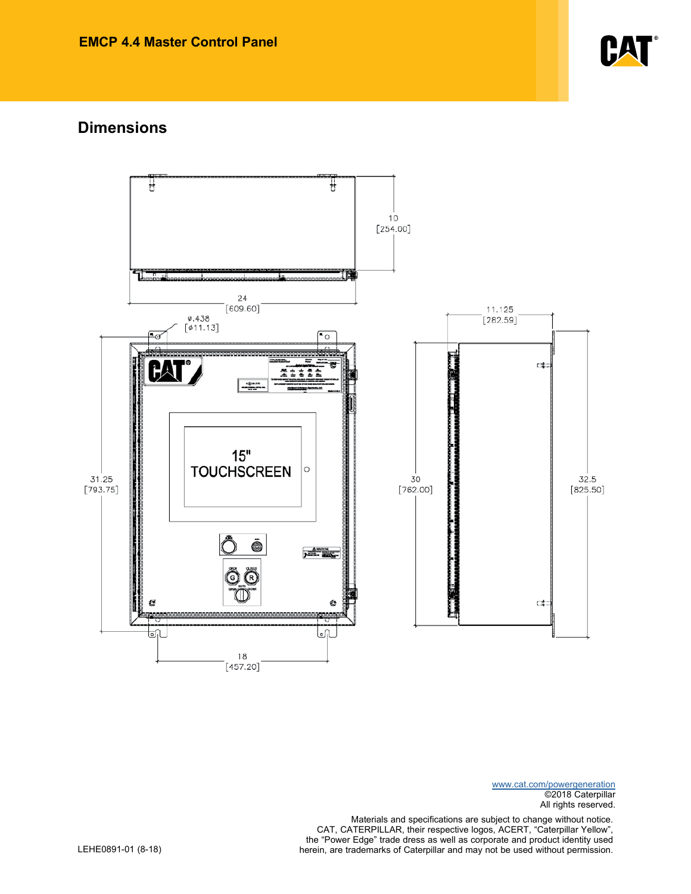## Dimensions

10
[254.00]

24
[609.60]

ø.438
[ø11.13]

11.125
[282.59]

15"
TOUCHSCREEN

31.25
[793.75]

30
[762.00]

32.5
[825.50]

18
[457.20]

www.cat.com/powergeneration
©2018 Caterpillar
All rights reserved.

Materials and specifications are subject to change without notice.
CAT, CATERPILLAR, their respective logos, ACERT, "Caterpillar Yellow", the "Power Edge" trade dress as well as corporate and product identity used herein, are trademarks of Caterpillar and may not be used without permission.

LEHE0891-01 (8-18)